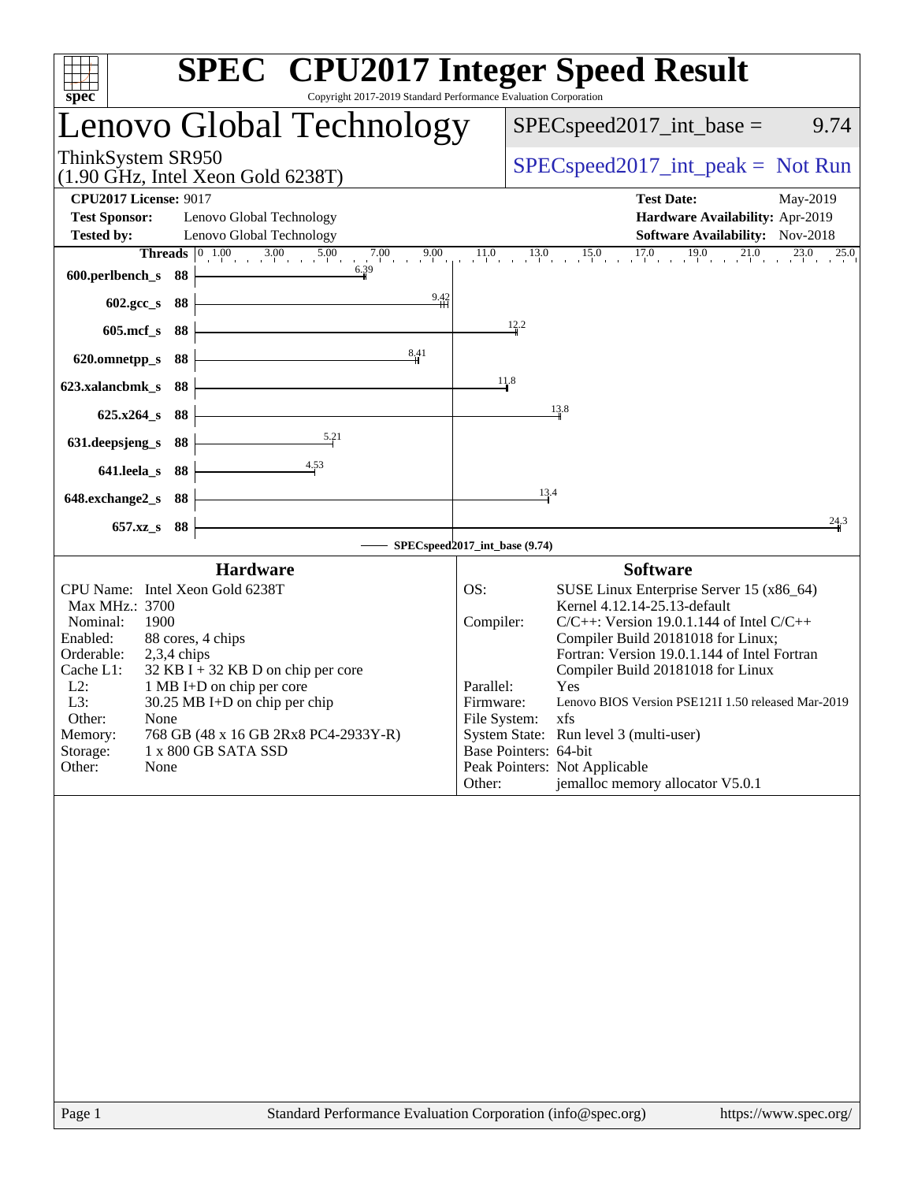# SPEC CPU2017 Integer Speed Result

Copyright 2017-2019 Standard Performance Evaluation Corporation

## Lenovo Global Technology

ThinkSystem SR950
(1.90 GHz, Intel Xeon Gold 6238T)

SPECspeed2017_int_base = 9.74

SPECspeed2017_int_peak = Not Run

**CPU2017 License:** 9017
**Test Sponsor:** Lenovo Global Technology
**Tested by:** Lenovo Global Technology

**Test Date:** May-2019
**Hardware Availability:** Apr-2019
**Software Availability:** Nov-2018

| Benchmark | Threads | Base |
|---|---|---|
| 600.perlbench_s | 88 | 6.39 |
| 602.gcc_s | 88 | 9.42 |
| 605.mcf_s | 88 | 12.2 |
| 620.omnetpp_s | 88 | 8.41 |
| 623.xalancbmk_s | 88 | 11.8 |
| 625.x264_s | 88 | 13.8 |
| 631.deepsjeng_s | 88 | 5.21 |
| 641.leela_s | 88 | 4.53 |
| 648.exchange2_s | 88 | 13.4 |
| 657.xz_s | 88 | 24.3 |

SPECspeed2017_int_base (9.74)

### Hardware

| | |
|---|---|
| CPU Name: | Intel Xeon Gold 6238T |
| Max MHz.: | 3700 |
| Nominal: | 1900 |
| Enabled: | 88 cores, 4 chips |
| Orderable: | 2,3,4 chips |
| Cache L1: | 32 KB I + 32 KB D on chip per core |
| L2: | 1 MB I+D on chip per core |
| L3: | 30.25 MB I+D on chip per chip |
| Other: | None |
| Memory: | 768 GB (48 x 16 GB 2Rx8 PC4-2933Y-R) |
| Storage: | 1 x 800 GB SATA SSD |
| Other: | None |

### Software

| | |
|---|---|
| OS: | SUSE Linux Enterprise Server 15 (x86_64) Kernel 4.12.14-25.13-default |
| Compiler: | C/C++: Version 19.0.1.144 of Intel C/C++ Compiler Build 20181018 for Linux; Fortran: Version 19.0.1.144 of Intel Fortran Compiler Build 20181018 for Linux |
| Parallel: | Yes |
| Firmware: | Lenovo BIOS Version PSE121I 1.50 released Mar-2019 |
| File System: | xfs |
| System State: | Run level 3 (multi-user) |
| Base Pointers: | 64-bit |
| Peak Pointers: | Not Applicable |
| Other: | jemalloc memory allocator V5.0.1 |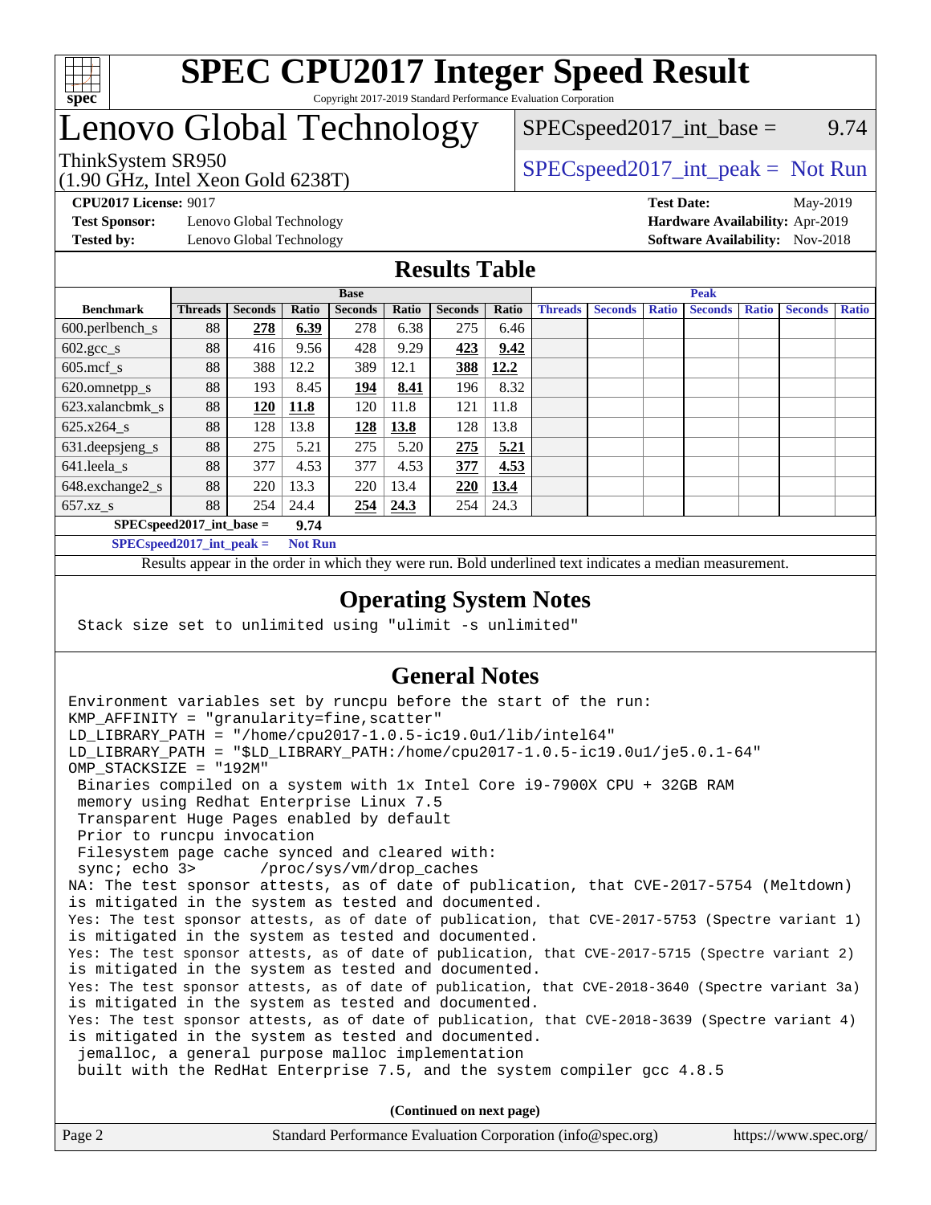# SPEC CPU2017 Integer Speed Result

Copyright 2017-2019 Standard Performance Evaluation Corporation

# Lenovo Global Technology

ThinkSystem SR950
(1.90 GHz, Intel Xeon Gold 6238T)

SPECspeed2017_int_base = 9.74

SPECspeed2017_int_peak = Not Run

**CPU2017 License:** 9017
**Test Sponsor:** Lenovo Global Technology
**Tested by:** Lenovo Global Technology

**Test Date:** May-2019
**Hardware Availability:** Apr-2019
**Software Availability:** Nov-2018

## Results Table

| Benchmark | Base | | | | | | | Peak | | | | | | |
|---|---|---|---|---|---|---|---|---|---|---|---|---|---|---|
| | Threads | Seconds | Ratio | Seconds | Ratio | Seconds | Ratio | Threads | Seconds | Ratio | Seconds | Ratio | Seconds | Ratio |
| 600.perlbench_s | 88 | **278** | **6.39** | 278 | 6.38 | 275 | 6.46 | | | | | | | |
| 602.gcc_s | 88 | 416 | 9.56 | 428 | 9.29 | **423** | **9.42** | | | | | | | |
| 605.mcf_s | 88 | 388 | 12.2 | 389 | 12.1 | **388** | **12.2** | | | | | | | |
| 620.omnetpp_s | 88 | 193 | 8.45 | **194** | **8.41** | 196 | 8.32 | | | | | | | |
| 623.xalancbmk_s | 88 | **120** | **11.8** | 120 | 11.8 | 121 | 11.8 | | | | | | | |
| 625.x264_s | 88 | 128 | 13.8 | **128** | **13.8** | 128 | 13.8 | | | | | | | |
| 631.deepsjeng_s | 88 | 275 | 5.21 | 275 | 5.20 | **275** | **5.21** | | | | | | | |
| 641.leela_s | 88 | 377 | 4.53 | 377 | 4.53 | **377** | **4.53** | | | | | | | |
| 648.exchange2_s | 88 | 220 | 13.3 | 220 | 13.4 | **220** | **13.4** | | | | | | | |
| 657.xz_s | 88 | 254 | 24.4 | **254** | **24.3** | 254 | 24.3 | | | | | | | |

**SPECspeed2017_int_base = 9.74**

**SPECspeed2017_int_peak = Not Run**

Results appear in the order in which they were run. Bold underlined text indicates a median measurement.

## Operating System Notes

```
Stack size set to unlimited using "ulimit -s unlimited"
```

## General Notes

```
Environment variables set by runcpu before the start of the run:
KMP_AFFINITY = "granularity=fine,scatter"
LD_LIBRARY_PATH = "/home/cpu2017-1.0.5-ic19.0u1/lib/intel64"
LD_LIBRARY_PATH = "$LD_LIBRARY_PATH:/home/cpu2017-1.0.5-ic19.0u1/je5.0.1-64"
OMP_STACKSIZE = "192M"
 Binaries compiled on a system with 1x Intel Core i9-7900X CPU + 32GB RAM
 memory using Redhat Enterprise Linux 7.5
 Transparent Huge Pages enabled by default
 Prior to runcpu invocation
 Filesystem page cache synced and cleared with:
 sync; echo 3>       /proc/sys/vm/drop_caches
NA: The test sponsor attests, as of date of publication, that CVE-2017-5754 (Meltdown)
is mitigated in the system as tested and documented.
Yes: The test sponsor attests, as of date of publication, that CVE-2017-5753 (Spectre variant 1)
is mitigated in the system as tested and documented.
Yes: The test sponsor attests, as of date of publication, that CVE-2017-5715 (Spectre variant 2)
is mitigated in the system as tested and documented.
Yes: The test sponsor attests, as of date of publication, that CVE-2018-3640 (Spectre variant 3a)
is mitigated in the system as tested and documented.
Yes: The test sponsor attests, as of date of publication, that CVE-2018-3639 (Spectre variant 4)
is mitigated in the system as tested and documented.
 jemalloc, a general purpose malloc implementation
 built with the RedHat Enterprise 7.5, and the system compiler gcc 4.8.5
```

**(Continued on next page)**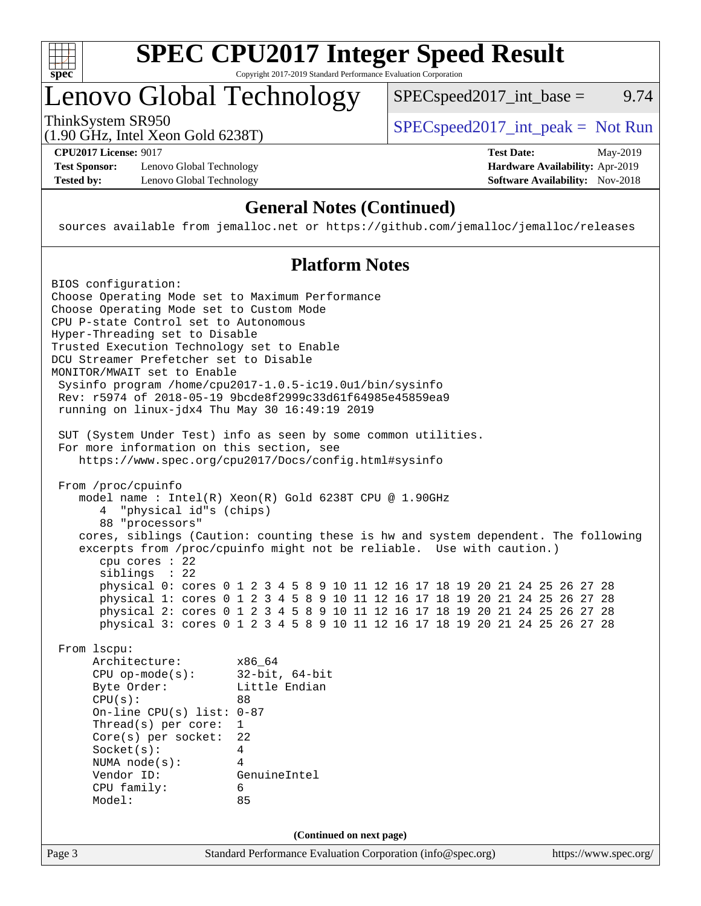## General Notes (Continued)

```
sources available from jemalloc.net or https://github.com/jemalloc/jemalloc/releases
```

## Platform Notes

```
BIOS configuration:
Choose Operating Mode set to Maximum Performance
Choose Operating Mode set to Custom Mode
CPU P-state Control set to Autonomous
Hyper-Threading set to Disable
Trusted Execution Technology set to Enable
DCU Streamer Prefetcher set to Disable
MONITOR/MWAIT set to Enable
 Sysinfo program /home/cpu2017-1.0.5-ic19.0u1/bin/sysinfo
 Rev: r5974 of 2018-05-19 9bcde8f2999c33d61f64985e45859ea9
 running on linux-jdx4 Thu May 30 16:49:19 2019

 SUT (System Under Test) info as seen by some common utilities.
 For more information on this section, see
    https://www.spec.org/cpu2017/Docs/config.html#sysinfo

 From /proc/cpuinfo
    model name : Intel(R) Xeon(R) Gold 6238T CPU @ 1.90GHz
       4  "physical id"s (chips)
       88 "processors"
    cores, siblings (Caution: counting these is hw and system dependent. The following
    excerpts from /proc/cpuinfo might not be reliable.  Use with caution.)
       cpu cores : 22
       siblings  : 22
       physical 0: cores 0 1 2 3 4 5 8 9 10 11 12 16 17 18 19 20 21 24 25 26 27 28
       physical 1: cores 0 1 2 3 4 5 8 9 10 11 12 16 17 18 19 20 21 24 25 26 27 28
       physical 2: cores 0 1 2 3 4 5 8 9 10 11 12 16 17 18 19 20 21 24 25 26 27 28
       physical 3: cores 0 1 2 3 4 5 8 9 10 11 12 16 17 18 19 20 21 24 25 26 27 28

 From lscpu:
      Architecture:        x86_64
      CPU op-mode(s):      32-bit, 64-bit
      Byte Order:          Little Endian
      CPU(s):              88
      On-line CPU(s) list: 0-87
      Thread(s) per core:  1
      Core(s) per socket:  22
      Socket(s):           4
      NUMA node(s):        4
      Vendor ID:           GenuineIntel
      CPU family:          6
      Model:               85
```

(Continued on next page)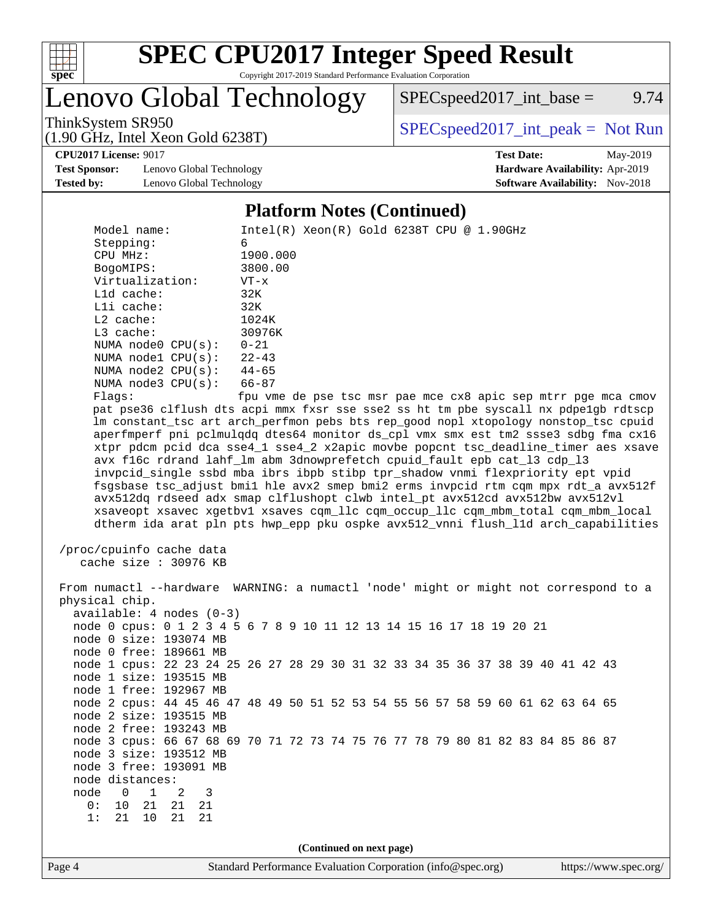## Platform Notes (Continued)

```
      Model name:            Intel(R) Xeon(R) Gold 6238T CPU @ 1.90GHz
      Stepping:              6
      CPU MHz:               1900.000
      BogoMIPS:              3800.00
      Virtualization:        VT-x
      L1d cache:             32K
      L1i cache:             32K
      L2 cache:              1024K
      L3 cache:              30976K
      NUMA node0 CPU(s):     0-21
      NUMA node1 CPU(s):     22-43
      NUMA node2 CPU(s):     44-65
      NUMA node3 CPU(s):     66-87
      Flags:                 fpu vme de pse tsc msr pae mce cx8 apic sep mtrr pge mca cmov
      pat pse36 clflush dts acpi mmx fxsr sse sse2 ss ht tm pbe syscall nx pdpe1gb rdtscp
      lm constant_tsc art arch_perfmon pebs bts rep_good nopl xtopology nonstop_tsc cpuid
      aperfmperf pni pclmulqdq dtes64 monitor ds_cpl vmx smx est tm2 ssse3 sdbg fma cx16
      xtpr pdcm pcid dca sse4_1 sse4_2 x2apic movbe popcnt tsc_deadline_timer aes xsave
      avx f16c rdrand lahf_lm abm 3dnowprefetch cpuid_fault epb cat_l3 cdp_l3
      invpcid_single ssbd mba ibrs ibpb stibp tpr_shadow vnmi flexpriority ept vpid
      fsgsbase tsc_adjust bmi1 hle avx2 smep bmi2 erms invpcid rtm cqm mpx rdt_a avx512f
      avx512dq rdseed adx smap clflushopt clwb intel_pt avx512cd avx512bw avx512vl
      xsaveopt xsavec xgetbv1 xsaves cqm_llc cqm_occup_llc cqm_mbm_total cqm_mbm_local
      dtherm ida arat pln pts hwp_epp pku ospke avx512_vnni flush_l1d arch_capabilities

 /proc/cpuinfo cache data
    cache size : 30976 KB

 From numactl --hardware  WARNING: a numactl 'node' might or might not correspond to a
 physical chip.
   available: 4 nodes (0-3)
   node 0 cpus: 0 1 2 3 4 5 6 7 8 9 10 11 12 13 14 15 16 17 18 19 20 21
   node 0 size: 193074 MB
   node 0 free: 189661 MB
   node 1 cpus: 22 23 24 25 26 27 28 29 30 31 32 33 34 35 36 37 38 39 40 41 42 43
   node 1 size: 193515 MB
   node 1 free: 192967 MB
   node 2 cpus: 44 45 46 47 48 49 50 51 52 53 54 55 56 57 58 59 60 61 62 63 64 65
   node 2 size: 193515 MB
   node 2 free: 193243 MB
   node 3 cpus: 66 67 68 69 70 71 72 73 74 75 76 77 78 79 80 81 82 83 84 85 86 87
   node 3 size: 193512 MB
   node 3 free: 193091 MB
   node distances:
   node   0   1   2   3
     0:  10  21  21  21
     1:  21  10  21  21
```

(Continued on next page)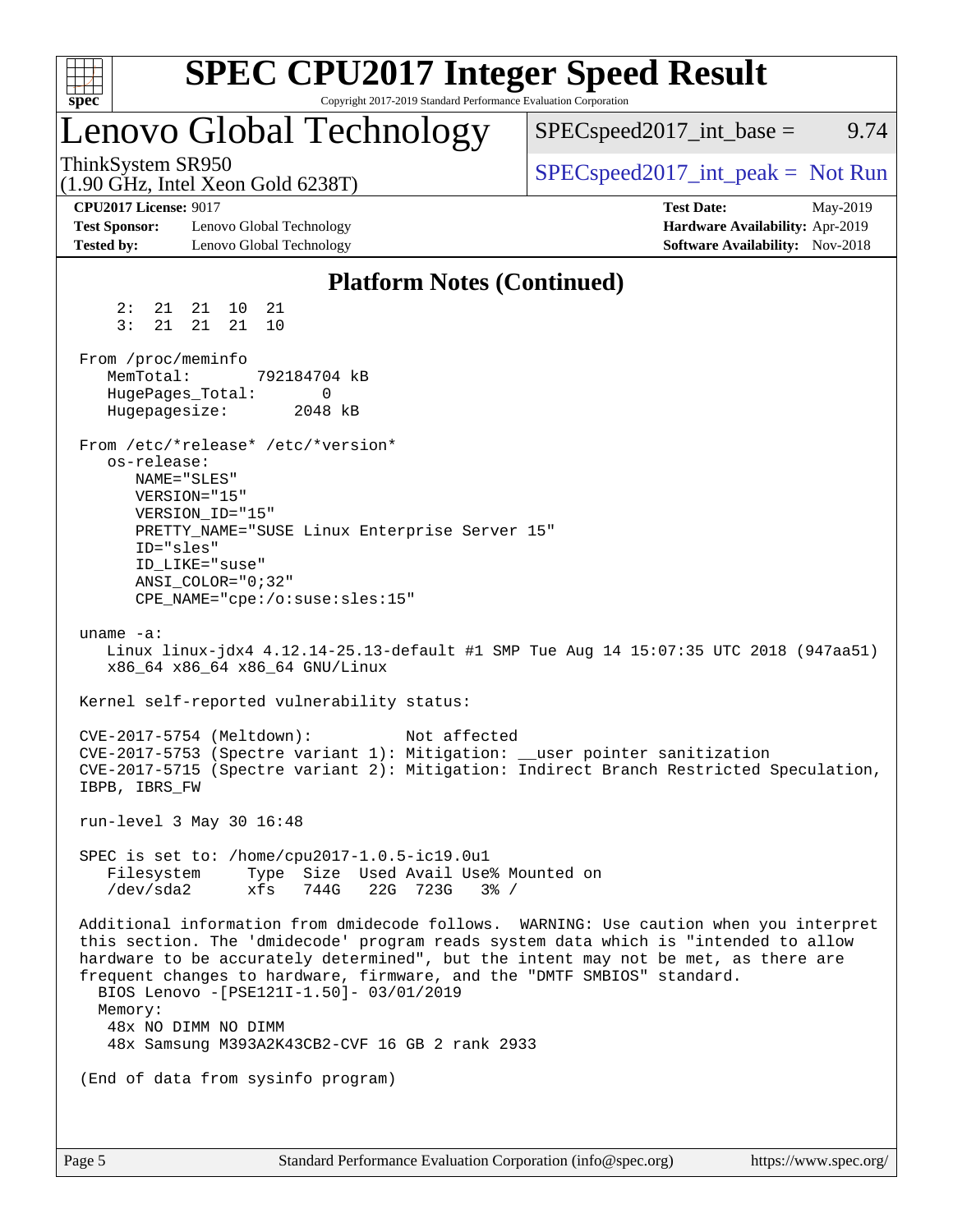# SPEC CPU2017 Integer Speed Result

Copyright 2017-2019 Standard Performance Evaluation Corporation

## Lenovo Global Technology

ThinkSystem SR950
(1.90 GHz, Intel Xeon Gold 6238T)

SPECspeed2017_int_base = 9.74

SPECspeed2017_int_peak = Not Run

**CPU2017 License:** 9017
**Test Sponsor:** Lenovo Global Technology
**Tested by:** Lenovo Global Technology

**Test Date:** May-2019
**Hardware Availability:** Apr-2019
**Software Availability:** Nov-2018

### Platform Notes (Continued)

```
     2:  21  21  10  21
     3:  21  21  21  10

 From /proc/meminfo
    MemTotal:       792184704 kB
    HugePages_Total:       0
    Hugepagesize:       2048 kB

 From /etc/*release* /etc/*version*
    os-release:
       NAME="SLES"
       VERSION="15"
       VERSION_ID="15"
       PRETTY_NAME="SUSE Linux Enterprise Server 15"
       ID="sles"
       ID_LIKE="suse"
       ANSI_COLOR="0;32"
       CPE_NAME="cpe:/o:suse:sles:15"

 uname -a:
    Linux linux-jdx4 4.12.14-25.13-default #1 SMP Tue Aug 14 15:07:35 UTC 2018 (947aa51)
    x86_64 x86_64 x86_64 GNU/Linux

 Kernel self-reported vulnerability status:

 CVE-2017-5754 (Meltdown):          Not affected
 CVE-2017-5753 (Spectre variant 1): Mitigation: __user pointer sanitization
 CVE-2017-5715 (Spectre variant 2): Mitigation: Indirect Branch Restricted Speculation,
 IBPB, IBRS_FW

 run-level 3 May 30 16:48

 SPEC is set to: /home/cpu2017-1.0.5-ic19.0u1
    Filesystem     Type  Size  Used Avail Use% Mounted on
    /dev/sda2      xfs   744G   22G  723G   3% /

 Additional information from dmidecode follows.  WARNING: Use caution when you interpret
 this section. The 'dmidecode' program reads system data which is "intended to allow
 hardware to be accurately determined", but the intent may not be met, as there are
 frequent changes to hardware, firmware, and the "DMTF SMBIOS" standard.
   BIOS Lenovo -[PSE121I-1.50]- 03/01/2019
   Memory:
    48x NO DIMM NO DIMM
    48x Samsung M393A2K43CB2-CVF 16 GB 2 rank 2933

 (End of data from sysinfo program)
```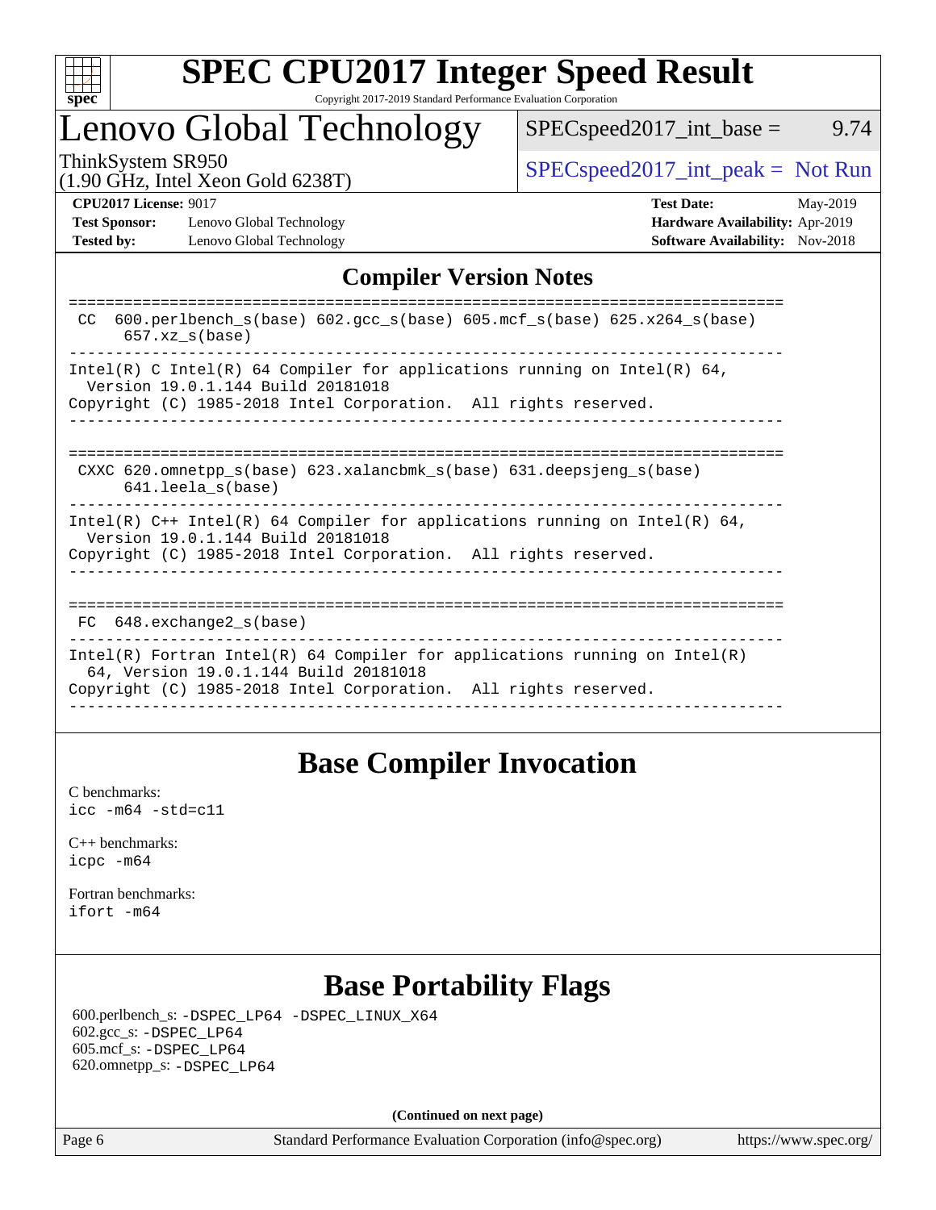# SPEC CPU2017 Integer Speed Result

Copyright 2017-2019 Standard Performance Evaluation Corporation

# Lenovo Global Technology

ThinkSystem SR950
(1.90 GHz, Intel Xeon Gold 6238T)

SPECspeed2017_int_base = 9.74

SPECspeed2017_int_peak = Not Run

**CPU2017 License:** 9017
**Test Sponsor:** Lenovo Global Technology
**Tested by:** Lenovo Global Technology

**Test Date:** May-2019
**Hardware Availability:** Apr-2019
**Software Availability:** Nov-2018

## Compiler Version Notes

```
==============================================================================
 CC  600.perlbench_s(base) 602.gcc_s(base) 605.mcf_s(base) 625.x264_s(base)
      657.xz_s(base)
------------------------------------------------------------------------------
Intel(R) C Intel(R) 64 Compiler for applications running on Intel(R) 64,
  Version 19.0.1.144 Build 20181018
Copyright (C) 1985-2018 Intel Corporation.  All rights reserved.
------------------------------------------------------------------------------

==============================================================================
 CXXC 620.omnetpp_s(base) 623.xalancbmk_s(base) 631.deepsjeng_s(base)
      641.leela_s(base)
------------------------------------------------------------------------------
Intel(R) C++ Intel(R) 64 Compiler for applications running on Intel(R) 64,
  Version 19.0.1.144 Build 20181018
Copyright (C) 1985-2018 Intel Corporation.  All rights reserved.
------------------------------------------------------------------------------

==============================================================================
 FC  648.exchange2_s(base)
------------------------------------------------------------------------------
Intel(R) Fortran Intel(R) 64 Compiler for applications running on Intel(R)
  64, Version 19.0.1.144 Build 20181018
Copyright (C) 1985-2018 Intel Corporation.  All rights reserved.
------------------------------------------------------------------------------
```

## Base Compiler Invocation

C benchmarks:
`icc -m64 -std=c11`

C++ benchmarks:
`icpc -m64`

Fortran benchmarks:
`ifort -m64`

## Base Portability Flags

600.perlbench_s: `-DSPEC_LP64 -DSPEC_LINUX_X64`
602.gcc_s: `-DSPEC_LP64`
605.mcf_s: `-DSPEC_LP64`
620.omnetpp_s: `-DSPEC_LP64`

**(Continued on next page)**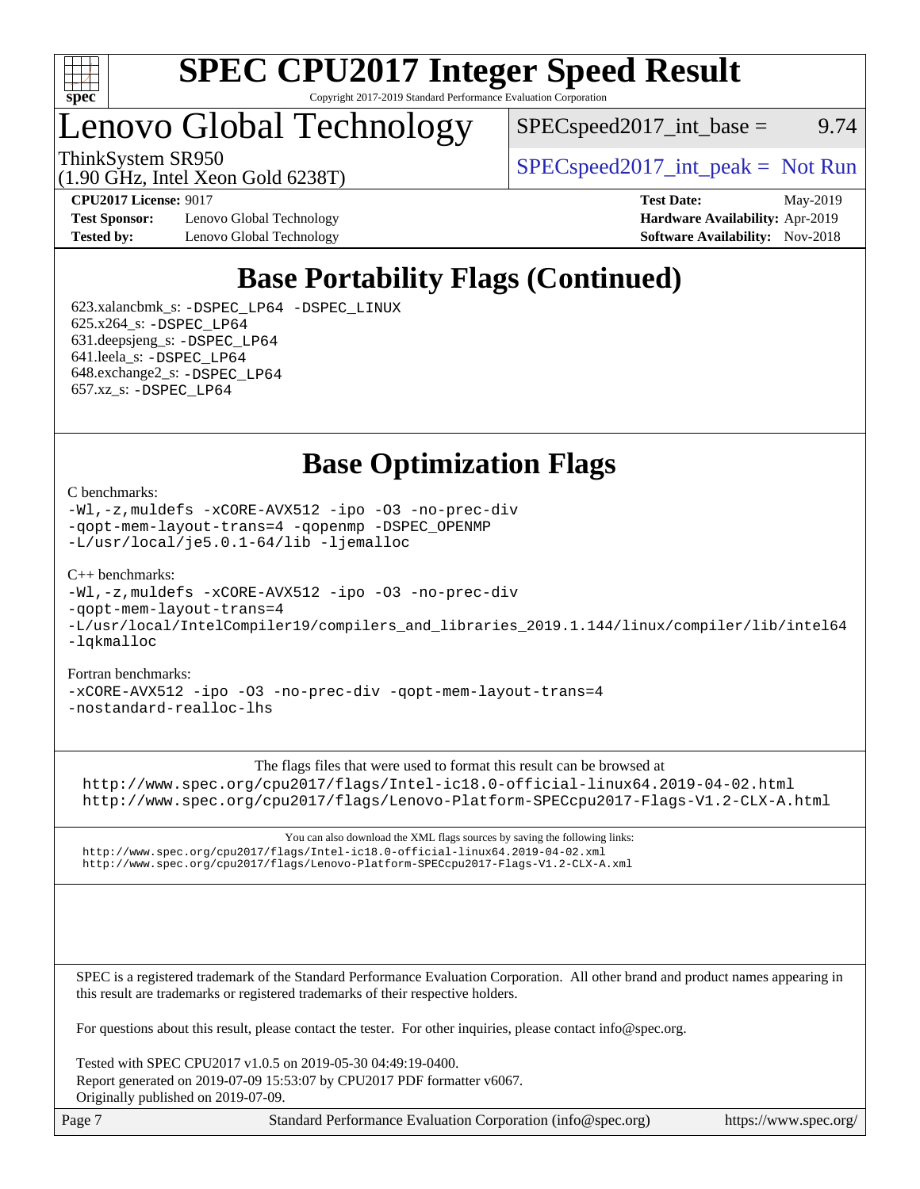# SPEC CPU2017 Integer Speed Result

Copyright 2017-2019 Standard Performance Evaluation Corporation

# Lenovo Global Technology

ThinkSystem SR950
(1.90 GHz, Intel Xeon Gold 6238T)

SPECspeed2017_int_base = 9.74

SPECspeed2017_int_peak = Not Run

**CPU2017 License:** 9017
**Test Sponsor:** Lenovo Global Technology
**Tested by:** Lenovo Global Technology

**Test Date:** May-2019
**Hardware Availability:** Apr-2019
**Software Availability:** Nov-2018

## Base Portability Flags (Continued)

623.xalancbmk_s: -DSPEC_LP64 -DSPEC_LINUX
625.x264_s: -DSPEC_LP64
631.deepsjeng_s: -DSPEC_LP64
641.leela_s: -DSPEC_LP64
648.exchange2_s: -DSPEC_LP64
657.xz_s: -DSPEC_LP64

## Base Optimization Flags

C benchmarks:
```
-Wl,-z,muldefs -xCORE-AVX512 -ipo -O3 -no-prec-div
-qopt-mem-layout-trans=4 -qopenmp -DSPEC_OPENMP
-L/usr/local/je5.0.1-64/lib -ljemalloc
```

C++ benchmarks:
```
-Wl,-z,muldefs -xCORE-AVX512 -ipo -O3 -no-prec-div
-qopt-mem-layout-trans=4
-L/usr/local/IntelCompiler19/compilers_and_libraries_2019.1.144/linux/compiler/lib/intel64
-lqkmalloc
```

Fortran benchmarks:
```
-xCORE-AVX512 -ipo -O3 -no-prec-div -qopt-mem-layout-trans=4
-nostandard-realloc-lhs
```

The flags files that were used to format this result can be browsed at
http://www.spec.org/cpu2017/flags/Intel-ic18.0-official-linux64.2019-04-02.html
http://www.spec.org/cpu2017/flags/Lenovo-Platform-SPECcpu2017-Flags-V1.2-CLX-A.html

You can also download the XML flags sources by saving the following links:
http://www.spec.org/cpu2017/flags/Intel-ic18.0-official-linux64.2019-04-02.xml
http://www.spec.org/cpu2017/flags/Lenovo-Platform-SPECcpu2017-Flags-V1.2-CLX-A.xml

SPEC is a registered trademark of the Standard Performance Evaluation Corporation. All other brand and product names appearing in this result are trademarks or registered trademarks of their respective holders.

For questions about this result, please contact the tester. For other inquiries, please contact info@spec.org.

Tested with SPEC CPU2017 v1.0.5 on 2019-05-30 04:49:19-0400.
Report generated on 2019-07-09 15:53:07 by CPU2017 PDF formatter v6067.
Originally published on 2019-07-09.